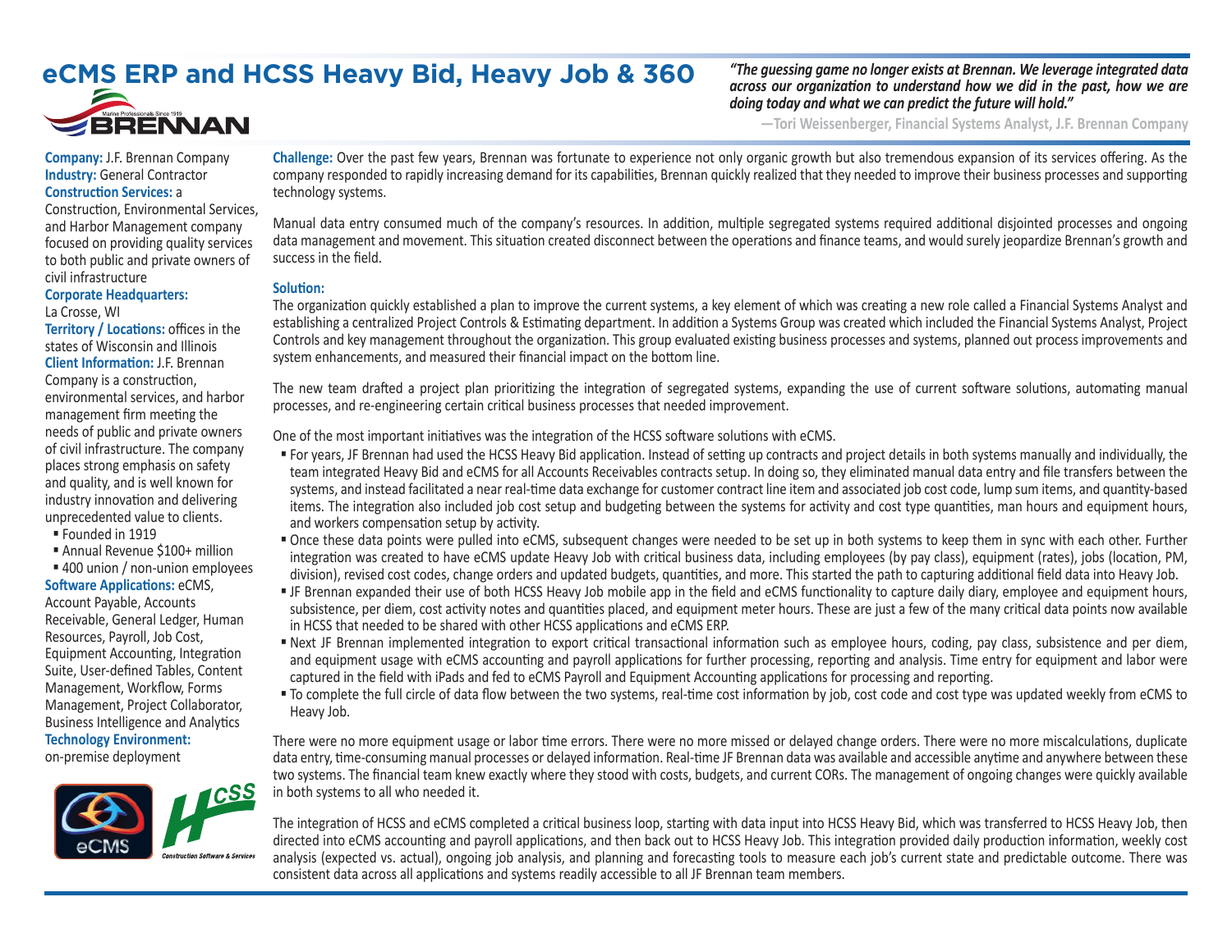# eCMS ERP and HCSS Heavy Bid, Heavy Job & 360

*"The guessing game no longer exists at Brennan. We leverage integrated data across our organization to understand how we did in the past, how we are doing today and what we can predict the future will hold."*

**—Tori Weissenberger, Financial Systems Analyst, J.F. Brennan Company**

**Company:** J.F. Brennan Company
**Industry:** General Contractor
**Construction Services:** a Construction, Environmental Services, and Harbor Management company focused on providing quality services to both public and private owners of civil infrastructure
**Corporate Headquarters:** La Crosse, WI
**Territory / Locations:** offices in the states of Wisconsin and Illinois
**Client Information:** J.F. Brennan Company is a construction, environmental services, and harbor management firm meeting the needs of public and private owners of civil infrastructure. The company places strong emphasis on safety and quality, and is well known for industry innovation and delivering unprecedented value to clients.

- Founded in 1919
- Annual Revenue $100+ million
- 400 union / non-union employees

**Software Applications:** eCMS, Account Payable, Accounts Receivable, General Ledger, Human Resources, Payroll, Job Cost, Equipment Accounting, Integration Suite, User-defined Tables, Content Management, Workflow, Forms Management, Project Collaborator, Business Intelligence and Analytics
**Technology Environment:** on-premise deployment

**Challenge:** Over the past few years, Brennan was fortunate to experience not only organic growth but also tremendous expansion of its services offering. As the company responded to rapidly increasing demand for its capabilities, Brennan quickly realized that they needed to improve their business processes and supporting technology systems.

Manual data entry consumed much of the company's resources. In addition, multiple segregated systems required additional disjointed processes and ongoing data management and movement. This situation created disconnect between the operations and finance teams, and would surely jeopardize Brennan's growth and success in the field.

**Solution:**

The organization quickly established a plan to improve the current systems, a key element of which was creating a new role called a Financial Systems Analyst and establishing a centralized Project Controls & Estimating department. In addition a Systems Group was created which included the Financial Systems Analyst, Project Controls and key management throughout the organization. This group evaluated existing business processes and systems, planned out process improvements and system enhancements, and measured their financial impact on the bottom line.

The new team drafted a project plan prioritizing the integration of segregated systems, expanding the use of current software solutions, automating manual processes, and re-engineering certain critical business processes that needed improvement.

One of the most important initiatives was the integration of the HCSS software solutions with eCMS.

- For years, JF Brennan had used the HCSS Heavy Bid application. Instead of setting up contracts and project details in both systems manually and individually, the team integrated Heavy Bid and eCMS for all Accounts Receivables contracts setup. In doing so, they eliminated manual data entry and file transfers between the systems, and instead facilitated a near real-time data exchange for customer contract line item and associated job cost code, lump sum items, and quantity-based items. The integration also included job cost setup and budgeting between the systems for activity and cost type quantities, man hours and equipment hours, and workers compensation setup by activity.
- Once these data points were pulled into eCMS, subsequent changes were needed to be set up in both systems to keep them in sync with each other. Further integration was created to have eCMS update Heavy Job with critical business data, including employees (by pay class), equipment (rates), jobs (location, PM, division), revised cost codes, change orders and updated budgets, quantities, and more. This started the path to capturing additional field data into Heavy Job.
- JF Brennan expanded their use of both HCSS Heavy Job mobile app in the field and eCMS functionality to capture daily diary, employee and equipment hours, subsistence, per diem, cost activity notes and quantities placed, and equipment meter hours. These are just a few of the many critical data points now available in HCSS that needed to be shared with other HCSS applications and eCMS ERP.
- Next JF Brennan implemented integration to export critical transactional information such as employee hours, coding, pay class, subsistence and per diem, and equipment usage with eCMS accounting and payroll applications for further processing, reporting and analysis. Time entry for equipment and labor were captured in the field with iPads and fed to eCMS Payroll and Equipment Accounting applications for processing and reporting.
- To complete the full circle of data flow between the two systems, real-time cost information by job, cost code and cost type was updated weekly from eCMS to Heavy Job.

There were no more equipment usage or labor time errors. There were no more missed or delayed change orders. There were no more miscalculations, duplicate data entry, time-consuming manual processes or delayed information. Real-time JF Brennan data was available and accessible anytime and anywhere between these two systems. The financial team knew exactly where they stood with costs, budgets, and current CORs. The management of ongoing changes were quickly available in both systems to all who needed it.

The integration of HCSS and eCMS completed a critical business loop, starting with data input into HCSS Heavy Bid, which was transferred to HCSS Heavy Job, then directed into eCMS accounting and payroll applications, and then back out to HCSS Heavy Job. This integration provided daily production information, weekly cost analysis (expected vs. actual), ongoing job analysis, and planning and forecasting tools to measure each job's current state and predictable outcome. There was consistent data across all applications and systems readily accessible to all JF Brennan team members.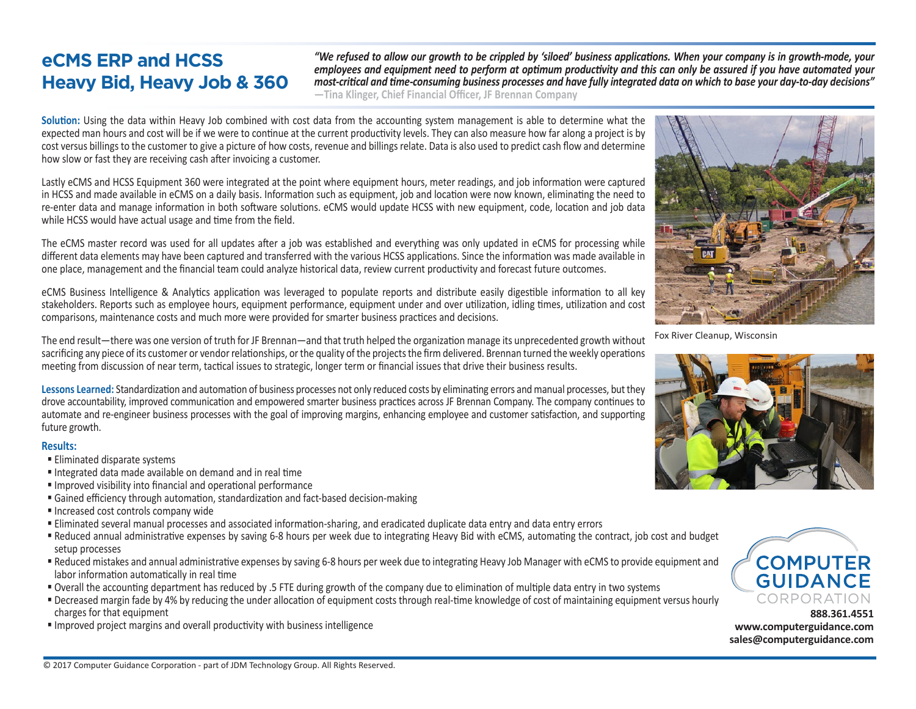# eCMS ERP and HCSS Heavy Bid, Heavy Job & 360

***"We refused to allow our growth to be crippled by 'siloed' business applications. When your company is in growth-mode, your employees and equipment need to perform at optimum productivity and this can only be assured if you have automated your most-critical and time-consuming business processes and have fully integrated data on which to base your day-to-day decisions"***
**—Tina Klinger, Chief Financial Officer, JF Brennan Company**

**Solution:** Using the data within Heavy Job combined with cost data from the accounting system management is able to determine what the expected man hours and cost will be if we were to continue at the current productivity levels. They can also measure how far along a project is by cost versus billings to the customer to give a picture of how costs, revenue and billings relate. Data is also used to predict cash flow and determine how slow or fast they are receiving cash after invoicing a customer.

Lastly eCMS and HCSS Equipment 360 were integrated at the point where equipment hours, meter readings, and job information were captured in HCSS and made available in eCMS on a daily basis. Information such as equipment, job and location were now known, eliminating the need to re-enter data and manage information in both software solutions. eCMS would update HCSS with new equipment, code, location and job data while HCSS would have actual usage and time from the field.

The eCMS master record was used for all updates after a job was established and everything was only updated in eCMS for processing while different data elements may have been captured and transferred with the various HCSS applications. Since the information was made available in one place, management and the financial team could analyze historical data, review current productivity and forecast future outcomes.

eCMS Business Intelligence & Analytics application was leveraged to populate reports and distribute easily digestible information to all key stakeholders. Reports such as employee hours, equipment performance, equipment under and over utilization, idling times, utilization and cost comparisons, maintenance costs and much more were provided for smarter business practices and decisions.

The end result—there was one version of truth for JF Brennan—and that truth helped the organization manage its unprecedented growth without sacrificing any piece of its customer or vendor relationships, or the quality of the projects the firm delivered. Brennan turned the weekly operations meeting from discussion of near term, tactical issues to strategic, longer term or financial issues that drive their business results.

Fox River Cleanup, Wisconsin

**Lessons Learned:** Standardization and automation of business processes not only reduced costs by eliminating errors and manual processes, but they drove accountability, improved communication and empowered smarter business practices across JF Brennan Company. The company continues to automate and re-engineer business processes with the goal of improving margins, enhancing employee and customer satisfaction, and supporting future growth.

**Results:**

- Eliminated disparate systems
- Integrated data made available on demand and in real time
- Improved visibility into financial and operational performance
- Gained efficiency through automation, standardization and fact-based decision-making
- Increased cost controls company wide
- Eliminated several manual processes and associated information-sharing, and eradicated duplicate data entry and data entry errors
- Reduced annual administrative expenses by saving 6-8 hours per week due to integrating Heavy Bid with eCMS, automating the contract, job cost and budget setup processes
- Reduced mistakes and annual administrative expenses by saving 6-8 hours per week due to integrating Heavy Job Manager with eCMS to provide equipment and labor information automatically in real time
- Overall the accounting department has reduced by .5 FTE during growth of the company due to elimination of multiple data entry in two systems
- Decreased margin fade by 4% by reducing the under allocation of equipment costs through real-time knowledge of cost of maintaining equipment versus hourly charges for that equipment
- Improved project margins and overall productivity with business intelligence

COMPUTER GUIDANCE CORPORATION

**888.361.4551**
**www.computerguidance.com**
**sales@computerguidance.com**

© 2017 Computer Guidance Corporation - part of JDM Technology Group. All Rights Reserved.